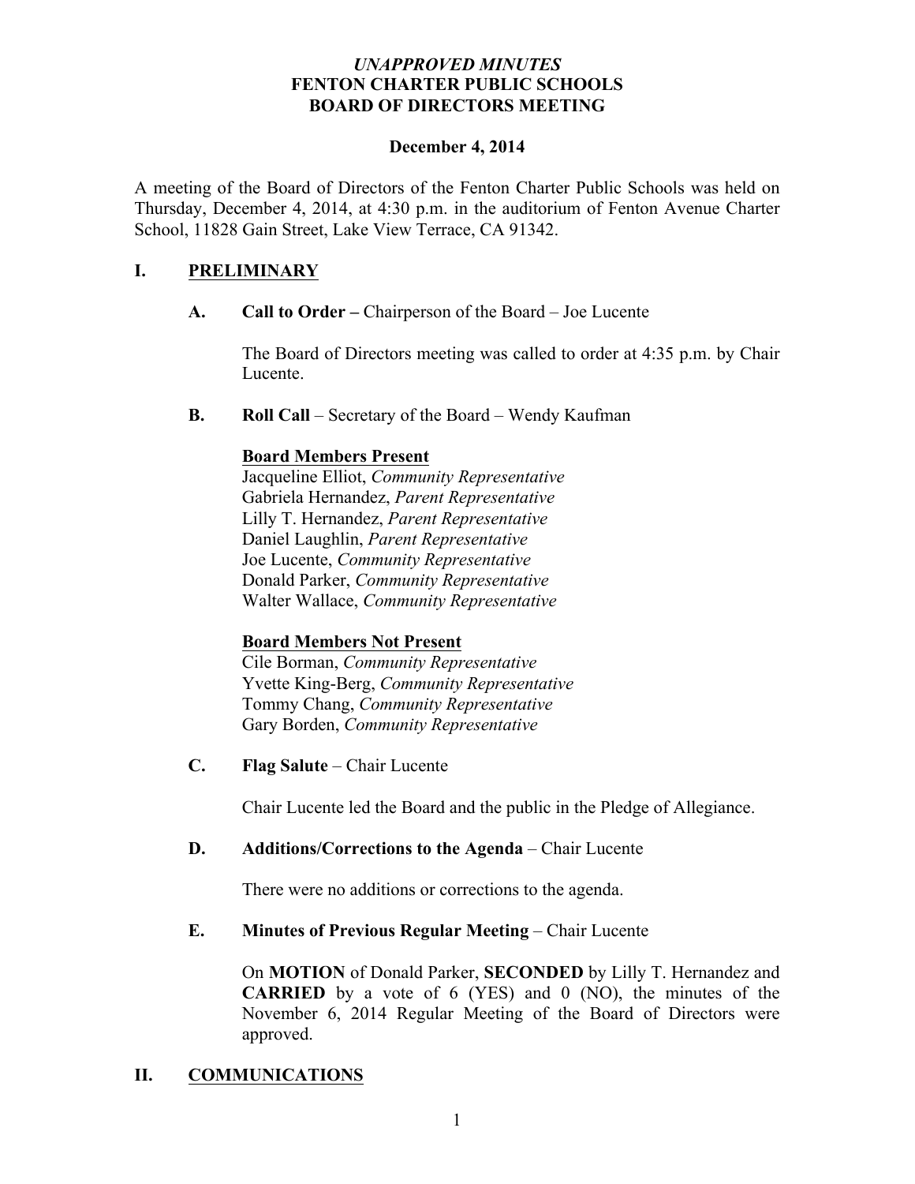*UNAPPROVED MINUTES*
**FENTON CHARTER PUBLIC SCHOOLS**
**BOARD OF DIRECTORS MEETING**

**December 4, 2014**

A meeting of the Board of Directors of the Fenton Charter Public Schools was held on Thursday, December 4, 2014, at 4:30 p.m. in the auditorium of Fenton Avenue Charter School, 11828 Gain Street, Lake View Terrace, CA 91342.

## I. PRELIMINARY

**A. Call to Order –** Chairperson of the Board – Joe Lucente

The Board of Directors meeting was called to order at 4:35 p.m. by Chair Lucente.

**B. Roll Call** – Secretary of the Board – Wendy Kaufman

**Board Members Present**
Jacqueline Elliot, *Community Representative*
Gabriela Hernandez, *Parent Representative*
Lilly T. Hernandez, *Parent Representative*
Daniel Laughlin, *Parent Representative*
Joe Lucente, *Community Representative*
Donald Parker, *Community Representative*
Walter Wallace, *Community Representative*

**Board Members Not Present**
Cile Borman, *Community Representative*
Yvette King-Berg, *Community Representative*
Tommy Chang, *Community Representative*
Gary Borden, *Community Representative*

**C. Flag Salute** – Chair Lucente

Chair Lucente led the Board and the public in the Pledge of Allegiance.

**D. Additions/Corrections to the Agenda** – Chair Lucente

There were no additions or corrections to the agenda.

**E. Minutes of Previous Regular Meeting** – Chair Lucente

On **MOTION** of Donald Parker, **SECONDED** by Lilly T. Hernandez and **CARRIED** by a vote of 6 (YES) and 0 (NO), the minutes of the November 6, 2014 Regular Meeting of the Board of Directors were approved.

## II. COMMUNICATIONS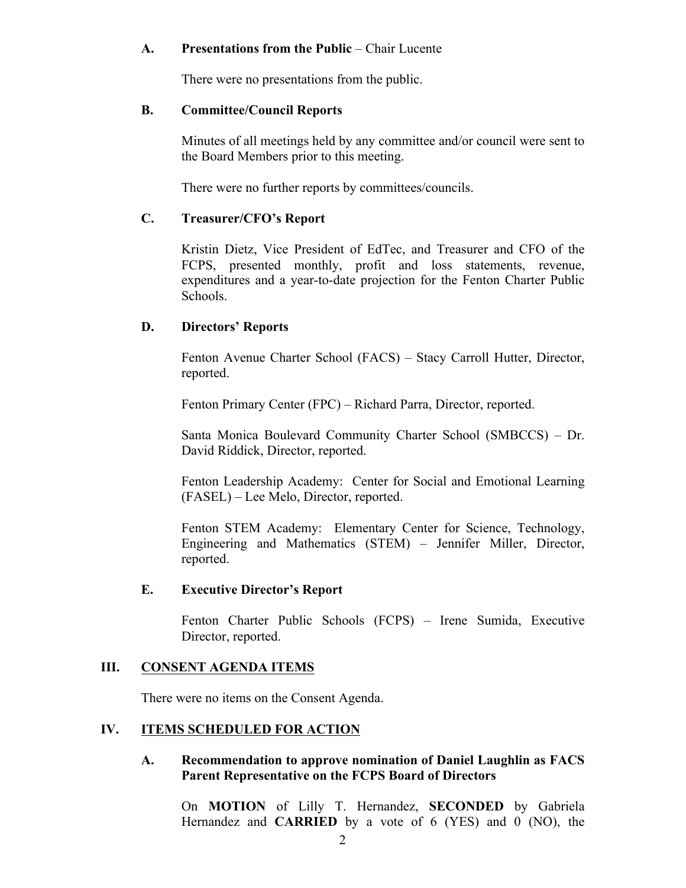### A. Presentations from the Public – Chair Lucente

There were no presentations from the public.

### B. Committee/Council Reports

Minutes of all meetings held by any committee and/or council were sent to the Board Members prior to this meeting.

There were no further reports by committees/councils.

### C. Treasurer/CFO's Report

Kristin Dietz, Vice President of EdTec, and Treasurer and CFO of the FCPS, presented monthly, profit and loss statements, revenue, expenditures and a year-to-date projection for the Fenton Charter Public Schools.

### D. Directors' Reports

Fenton Avenue Charter School (FACS) – Stacy Carroll Hutter, Director, reported.

Fenton Primary Center (FPC) – Richard Parra, Director, reported.

Santa Monica Boulevard Community Charter School (SMBCCS) – Dr. David Riddick, Director, reported.

Fenton Leadership Academy: Center for Social and Emotional Learning (FASEL) – Lee Melo, Director, reported.

Fenton STEM Academy: Elementary Center for Science, Technology, Engineering and Mathematics (STEM) – Jennifer Miller, Director, reported.

### E. Executive Director's Report

Fenton Charter Public Schools (FCPS) – Irene Sumida, Executive Director, reported.

## III. <u>CONSENT AGENDA ITEMS</u>

There were no items on the Consent Agenda.

## IV. <u>ITEMS SCHEDULED FOR ACTION</u>

### A. Recommendation to approve nomination of Daniel Laughlin as FACS Parent Representative on the FCPS Board of Directors

On **MOTION** of Lilly T. Hernandez, **SECONDED** by Gabriela Hernandez and **CARRIED** by a vote of 6 (YES) and 0 (NO), the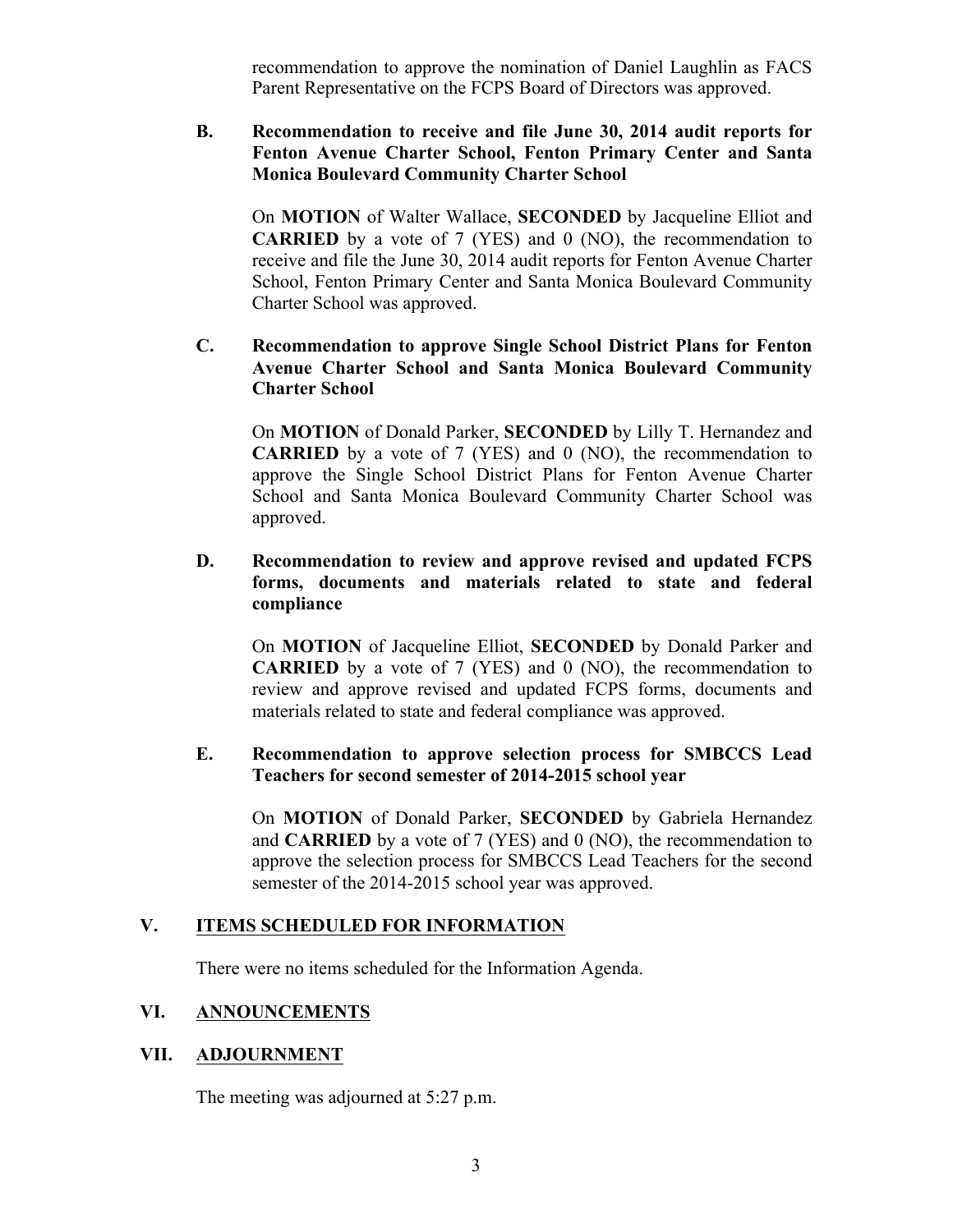recommendation to approve the nomination of Daniel Laughlin as FACS Parent Representative on the FCPS Board of Directors was approved.

**B. Recommendation to receive and file June 30, 2014 audit reports for Fenton Avenue Charter School, Fenton Primary Center and Santa Monica Boulevard Community Charter School**

On **MOTION** of Walter Wallace, **SECONDED** by Jacqueline Elliot and **CARRIED** by a vote of 7 (YES) and 0 (NO), the recommendation to receive and file the June 30, 2014 audit reports for Fenton Avenue Charter School, Fenton Primary Center and Santa Monica Boulevard Community Charter School was approved.

**C. Recommendation to approve Single School District Plans for Fenton Avenue Charter School and Santa Monica Boulevard Community Charter School**

On **MOTION** of Donald Parker, **SECONDED** by Lilly T. Hernandez and **CARRIED** by a vote of 7 (YES) and 0 (NO), the recommendation to approve the Single School District Plans for Fenton Avenue Charter School and Santa Monica Boulevard Community Charter School was approved.

**D. Recommendation to review and approve revised and updated FCPS forms, documents and materials related to state and federal compliance**

On **MOTION** of Jacqueline Elliot, **SECONDED** by Donald Parker and **CARRIED** by a vote of 7 (YES) and 0 (NO), the recommendation to review and approve revised and updated FCPS forms, documents and materials related to state and federal compliance was approved.

**E. Recommendation to approve selection process for SMBCCS Lead Teachers for second semester of 2014-2015 school year**

On **MOTION** of Donald Parker, **SECONDED** by Gabriela Hernandez and **CARRIED** by a vote of 7 (YES) and 0 (NO), the recommendation to approve the selection process for SMBCCS Lead Teachers for the second semester of the 2014-2015 school year was approved.

## V. ITEMS SCHEDULED FOR INFORMATION

There were no items scheduled for the Information Agenda.

## VI. ANNOUNCEMENTS

## VII. ADJOURNMENT

The meeting was adjourned at 5:27 p.m.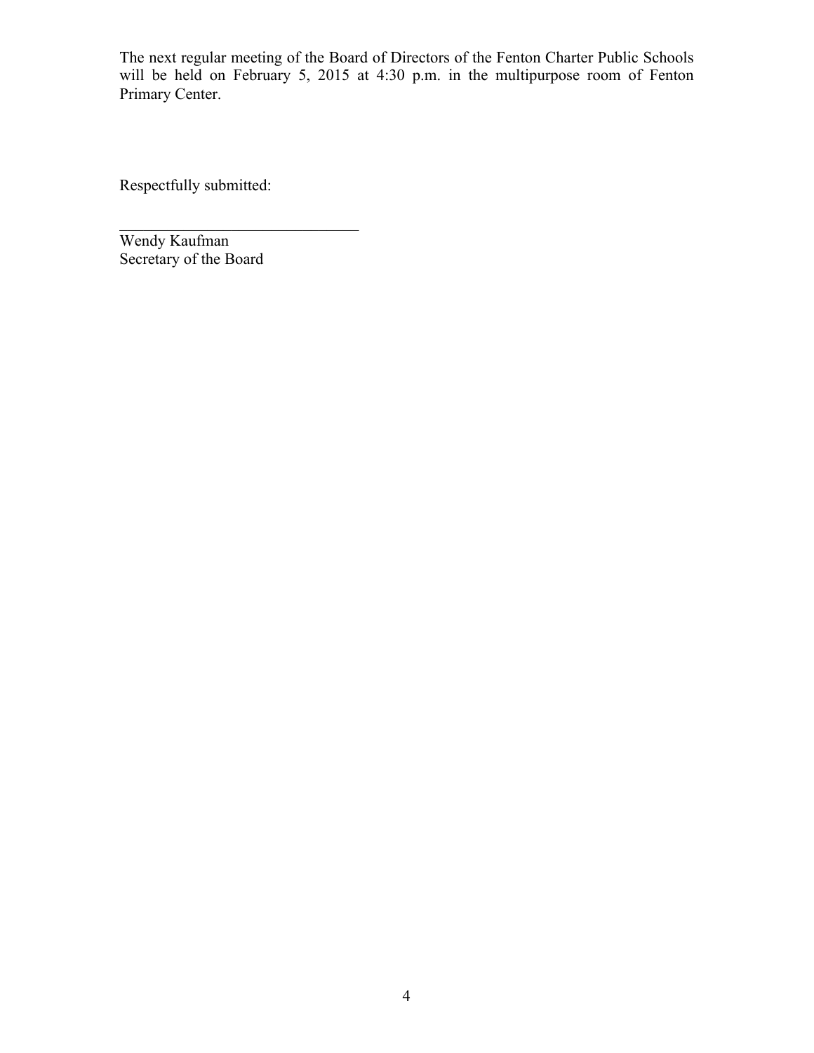The next regular meeting of the Board of Directors of the Fenton Charter Public Schools will be held on February 5, 2015 at 4:30 p.m. in the multipurpose room of Fenton Primary Center.

Respectfully submitted:

______________________________

Wendy Kaufman
Secretary of the Board